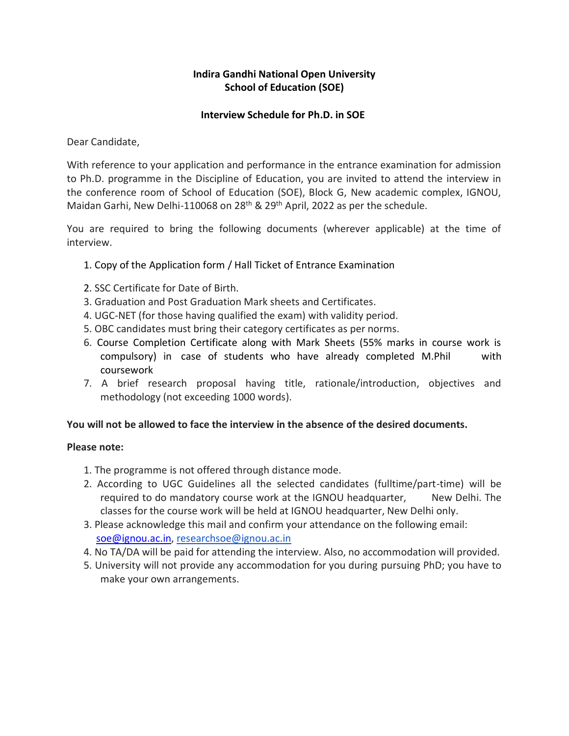**Indira Gandhi National Open University**
**School of Education (SOE)**

**Interview Schedule for Ph.D. in SOE**

Dear Candidate,

With reference to your application and performance in the entrance examination for admission to Ph.D. programme in the Discipline of Education, you are invited to attend the interview in the conference room of School of Education (SOE), Block G, New academic complex, IGNOU, Maidan Garhi, New Delhi-110068 on 28th & 29th April, 2022 as per the schedule.

You are required to bring the following documents (wherever applicable) at the time of interview.

1. Copy of the Application form / Hall Ticket of Entrance Examination
2. SSC Certificate for Date of Birth.
3. Graduation and Post Graduation Mark sheets and Certificates.
4. UGC-NET (for those having qualified the exam) with validity period.
5. OBC candidates must bring their category certificates as per norms.
6. Course Completion Certificate along with Mark Sheets (55% marks in course work is compulsory) in case of students who have already completed M.Phil with coursework
7. A brief research proposal having title, rationale/introduction, objectives and methodology (not exceeding 1000 words).

**You will not be allowed to face the interview in the absence of the desired documents.**

**Please note:**

1. The programme is not offered through distance mode.
2. According to UGC Guidelines all the selected candidates (fulltime/part-time) will be required to do mandatory course work at the IGNOU headquarter, New Delhi. The classes for the course work will be held at IGNOU headquarter, New Delhi only.
3. Please acknowledge this mail and confirm your attendance on the following email: soe@ignou.ac.in, researchsoe@ignou.ac.in
4. No TA/DA will be paid for attending the interview. Also, no accommodation will provided.
5. University will not provide any accommodation for you during pursuing PhD; you have to make your own arrangements.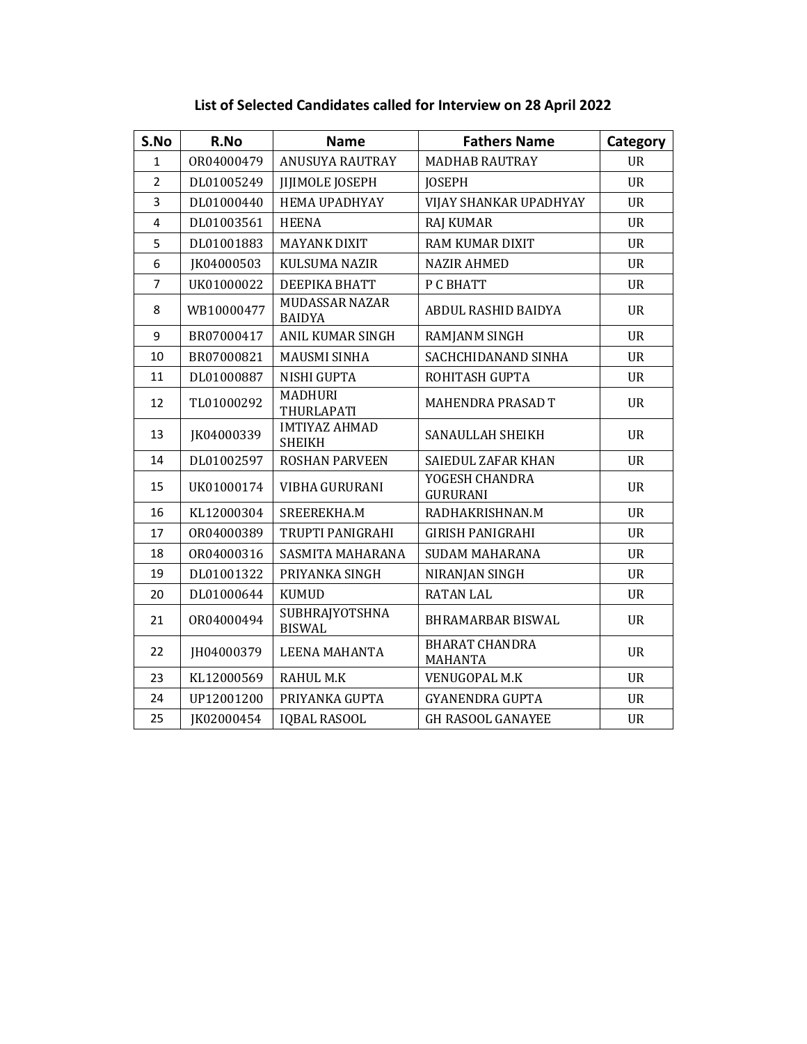**List of Selected Candidates called for Interview on 28 April 2022**

| S.No | R.No | Name | Fathers Name | Category |
|---|---|---|---|---|
| 1 | OR04000479 | ANUSUYA RAUTRAY | MADHAB RAUTRAY | UR |
| 2 | DL01005249 | JIJIMOLE JOSEPH | JOSEPH | UR |
| 3 | DL01000440 | HEMA UPADHYAY | VIJAY SHANKAR UPADHYAY | UR |
| 4 | DL01003561 | HEENA | RAJ KUMAR | UR |
| 5 | DL01001883 | MAYANK DIXIT | RAM KUMAR DIXIT | UR |
| 6 | JK04000503 | KULSUMA NAZIR | NAZIR AHMED | UR |
| 7 | UK01000022 | DEEPIKA BHATT | P C BHATT | UR |
| 8 | WB10000477 | MUDASSAR NAZAR BAIDYA | ABDUL RASHID BAIDYA | UR |
| 9 | BR07000417 | ANIL KUMAR SINGH | RAMJANM SINGH | UR |
| 10 | BR07000821 | MAUSMI SINHA | SACHCHIDANAND SINHA | UR |
| 11 | DL01000887 | NISHI GUPTA | ROHITASH GUPTA | UR |
| 12 | TL01000292 | MADHURI THURLAPATI | MAHENDRA PRASAD T | UR |
| 13 | JK04000339 | IMTIYAZ AHMAD SHEIKH | SANAULLAH SHEIKH | UR |
| 14 | DL01002597 | ROSHAN PARVEEN | SAIEDUL ZAFAR KHAN | UR |
| 15 | UK01000174 | VIBHA GURURANI | YOGESH CHANDRA GURURANI | UR |
| 16 | KL12000304 | SREEREKHA.M | RADHAKRISHNAN.M | UR |
| 17 | OR04000389 | TRUPTI PANIGRAHI | GIRISH PANIGRAHI | UR |
| 18 | OR04000316 | SASMITA MAHARANA | SUDAM MAHARANA | UR |
| 19 | DL01001322 | PRIYANKA SINGH | NIRANJAN SINGH | UR |
| 20 | DL01000644 | KUMUD | RATAN LAL | UR |
| 21 | OR04000494 | SUBHRAJYOTSHNA BISWAL | BHRAMARBAR BISWAL | UR |
| 22 | JH04000379 | LEENA MAHANTA | BHARAT CHANDRA MAHANTA | UR |
| 23 | KL12000569 | RAHUL M.K | VENUGOPAL M.K | UR |
| 24 | UP12001200 | PRIYANKA GUPTA | GYANENDRA GUPTA | UR |
| 25 | JK02000454 | IQBAL RASOOL | GH RASOOL GANAYEE | UR |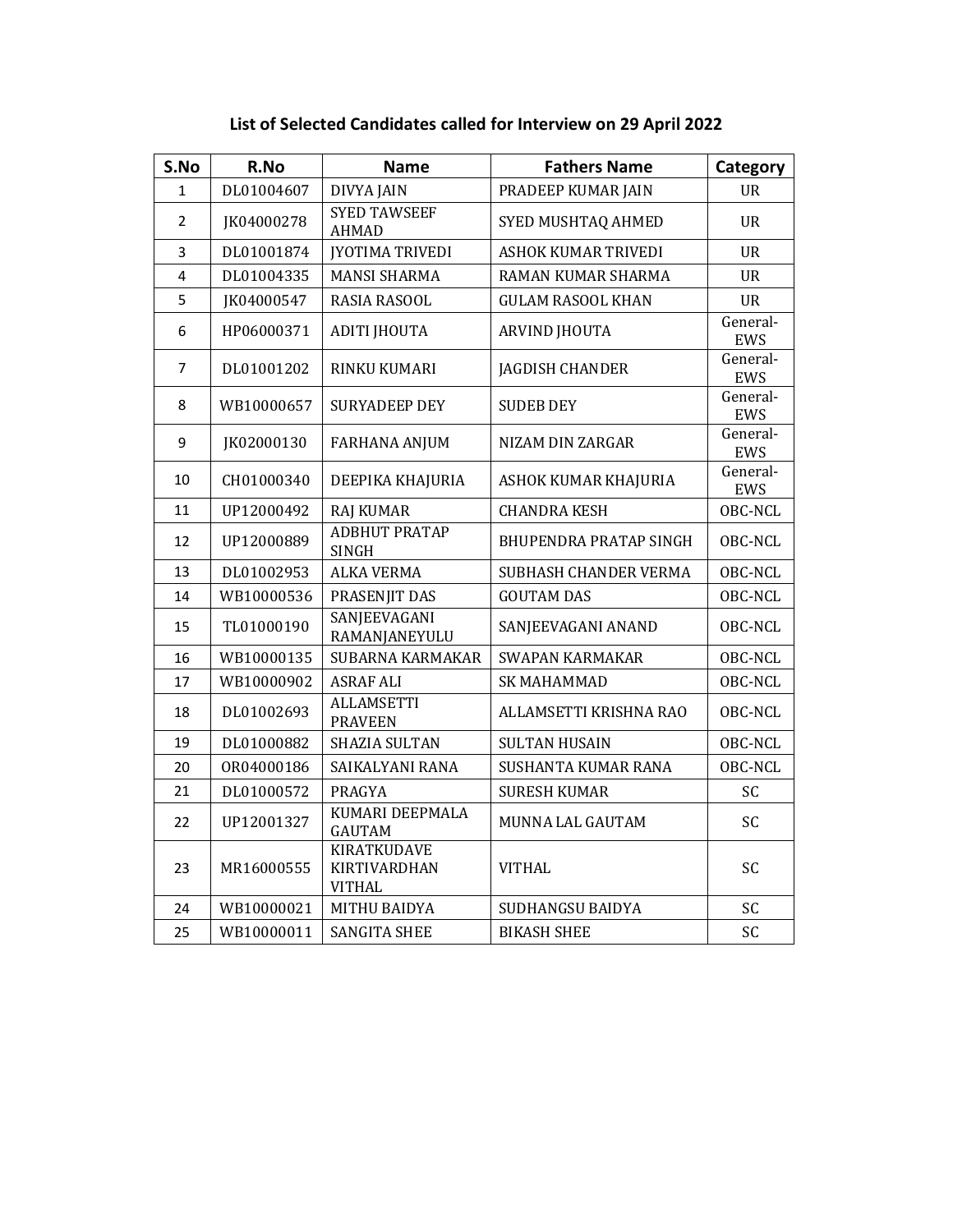# List of Selected Candidates called for Interview on 29 April 2022

| S.No | R.No | Name | Fathers Name | Category |
|---|---|---|---|---|
| 1 | DL01004607 | DIVYA JAIN | PRADEEP KUMAR JAIN | UR |
| 2 | JK04000278 | SYED TAWSEEF AHMAD | SYED MUSHTAQ AHMED | UR |
| 3 | DL01001874 | JYOTIMA TRIVEDI | ASHOK KUMAR TRIVEDI | UR |
| 4 | DL01004335 | MANSI SHARMA | RAMAN KUMAR SHARMA | UR |
| 5 | JK04000547 | RASIA RASOOL | GULAM RASOOL KHAN | UR |
| 6 | HP06000371 | ADITI JHOUTA | ARVIND JHOUTA | General-EWS |
| 7 | DL01001202 | RINKU KUMARI | JAGDISH CHANDER | General-EWS |
| 8 | WB10000657 | SURYADEEP DEY | SUDEB DEY | General-EWS |
| 9 | JK02000130 | FARHANA ANJUM | NIZAM DIN ZARGAR | General-EWS |
| 10 | CH01000340 | DEEPIKA KHAJURIA | ASHOK KUMAR KHAJURIA | General-EWS |
| 11 | UP12000492 | RAJ KUMAR | CHANDRA KESH | OBC-NCL |
| 12 | UP12000889 | ADBHUT PRATAP SINGH | BHUPENDRA PRATAP SINGH | OBC-NCL |
| 13 | DL01002953 | ALKA VERMA | SUBHASH CHANDER VERMA | OBC-NCL |
| 14 | WB10000536 | PRASENJIT DAS | GOUTAM DAS | OBC-NCL |
| 15 | TL01000190 | SANJEEVAGANI RAMANJANEYULU | SANJEEVAGANI ANAND | OBC-NCL |
| 16 | WB10000135 | SUBARNA KARMAKAR | SWAPAN KARMAKAR | OBC-NCL |
| 17 | WB10000902 | ASRAF ALI | SK MAHAMMAD | OBC-NCL |
| 18 | DL01002693 | ALLAMSETTI PRAVEEN | ALLAMSETTI KRISHNA RAO | OBC-NCL |
| 19 | DL01000882 | SHAZIA SULTAN | SULTAN HUSAIN | OBC-NCL |
| 20 | OR04000186 | SAIKALYANI RANA | SUSHANTA KUMAR RANA | OBC-NCL |
| 21 | DL01000572 | PRAGYA | SURESH KUMAR | SC |
| 22 | UP12001327 | KUMARI DEEPMALA GAUTAM | MUNNA LAL GAUTAM | SC |
| 23 | MR16000555 | KIRATKUDAVE KIRTIVARDHAN VITHAL | VITHAL | SC |
| 24 | WB10000021 | MITHU BAIDYA | SUDHANGSU BAIDYA | SC |
| 25 | WB10000011 | SANGITA SHEE | BIKASH SHEE | SC |